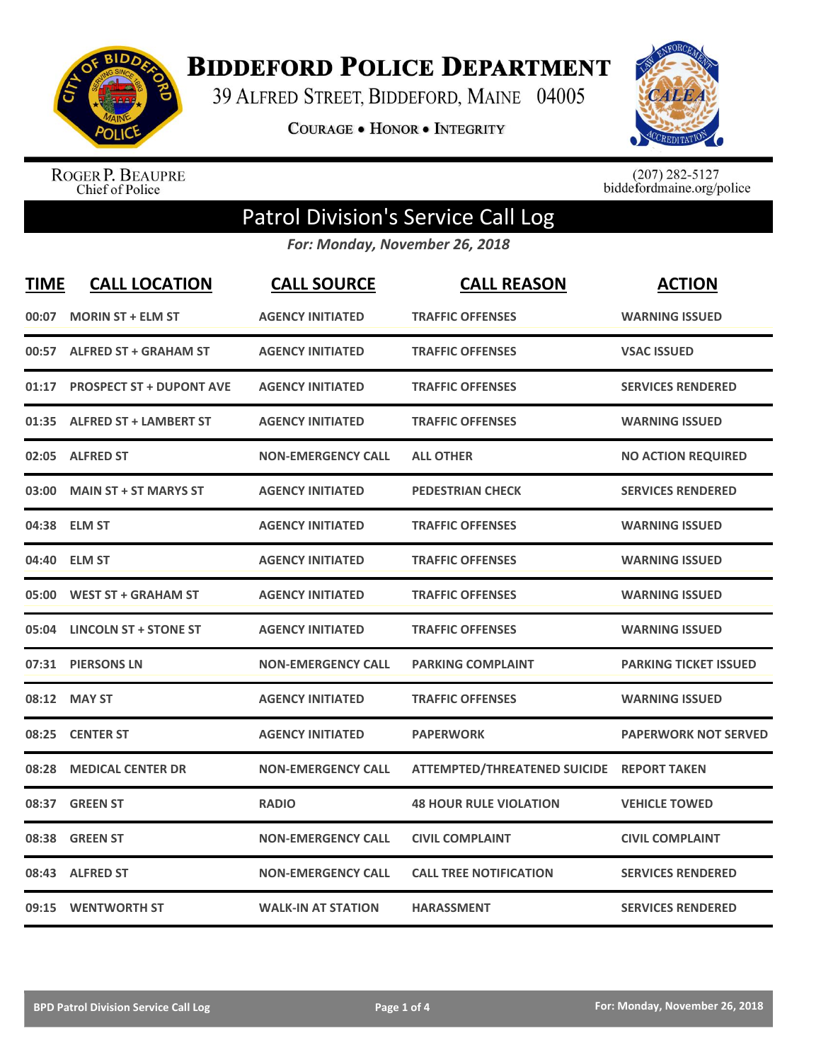# Biddeford Police Department

39 Alfred Street, Biddeford, Maine 04005

Courage • Honor • Integrity

Roger P. Beaupre
Chief of Police

(207) 282-5127
biddefordmaine.org/police

## Patrol Division's Service Call Log

*For: Monday, November 26, 2018*

| TIME | CALL LOCATION | CALL SOURCE | CALL REASON | ACTION |
|---|---|---|---|---|
| 00:07 | MORIN ST + ELM ST | AGENCY INITIATED | TRAFFIC OFFENSES | WARNING ISSUED |
| 00:57 | ALFRED ST + GRAHAM ST | AGENCY INITIATED | TRAFFIC OFFENSES | VSAC ISSUED |
| 01:17 | PROSPECT ST + DUPONT AVE | AGENCY INITIATED | TRAFFIC OFFENSES | SERVICES RENDERED |
| 01:35 | ALFRED ST + LAMBERT ST | AGENCY INITIATED | TRAFFIC OFFENSES | WARNING ISSUED |
| 02:05 | ALFRED ST | NON-EMERGENCY CALL | ALL OTHER | NO ACTION REQUIRED |
| 03:00 | MAIN ST + ST MARYS ST | AGENCY INITIATED | PEDESTRIAN CHECK | SERVICES RENDERED |
| 04:38 | ELM ST | AGENCY INITIATED | TRAFFIC OFFENSES | WARNING ISSUED |
| 04:40 | ELM ST | AGENCY INITIATED | TRAFFIC OFFENSES | WARNING ISSUED |
| 05:00 | WEST ST + GRAHAM ST | AGENCY INITIATED | TRAFFIC OFFENSES | WARNING ISSUED |
| 05:04 | LINCOLN ST + STONE ST | AGENCY INITIATED | TRAFFIC OFFENSES | WARNING ISSUED |
| 07:31 | PIERSONS LN | NON-EMERGENCY CALL | PARKING COMPLAINT | PARKING TICKET ISSUED |
| 08:12 | MAY ST | AGENCY INITIATED | TRAFFIC OFFENSES | WARNING ISSUED |
| 08:25 | CENTER ST | AGENCY INITIATED | PAPERWORK | PAPERWORK NOT SERVED |
| 08:28 | MEDICAL CENTER DR | NON-EMERGENCY CALL | ATTEMPTED/THREATENED SUICIDE | REPORT TAKEN |
| 08:37 | GREEN ST | RADIO | 48 HOUR RULE VIOLATION | VEHICLE TOWED |
| 08:38 | GREEN ST | NON-EMERGENCY CALL | CIVIL COMPLAINT | CIVIL COMPLAINT |
| 08:43 | ALFRED ST | NON-EMERGENCY CALL | CALL TREE NOTIFICATION | SERVICES RENDERED |
| 09:15 | WENTWORTH ST | WALK-IN AT STATION | HARASSMENT | SERVICES RENDERED |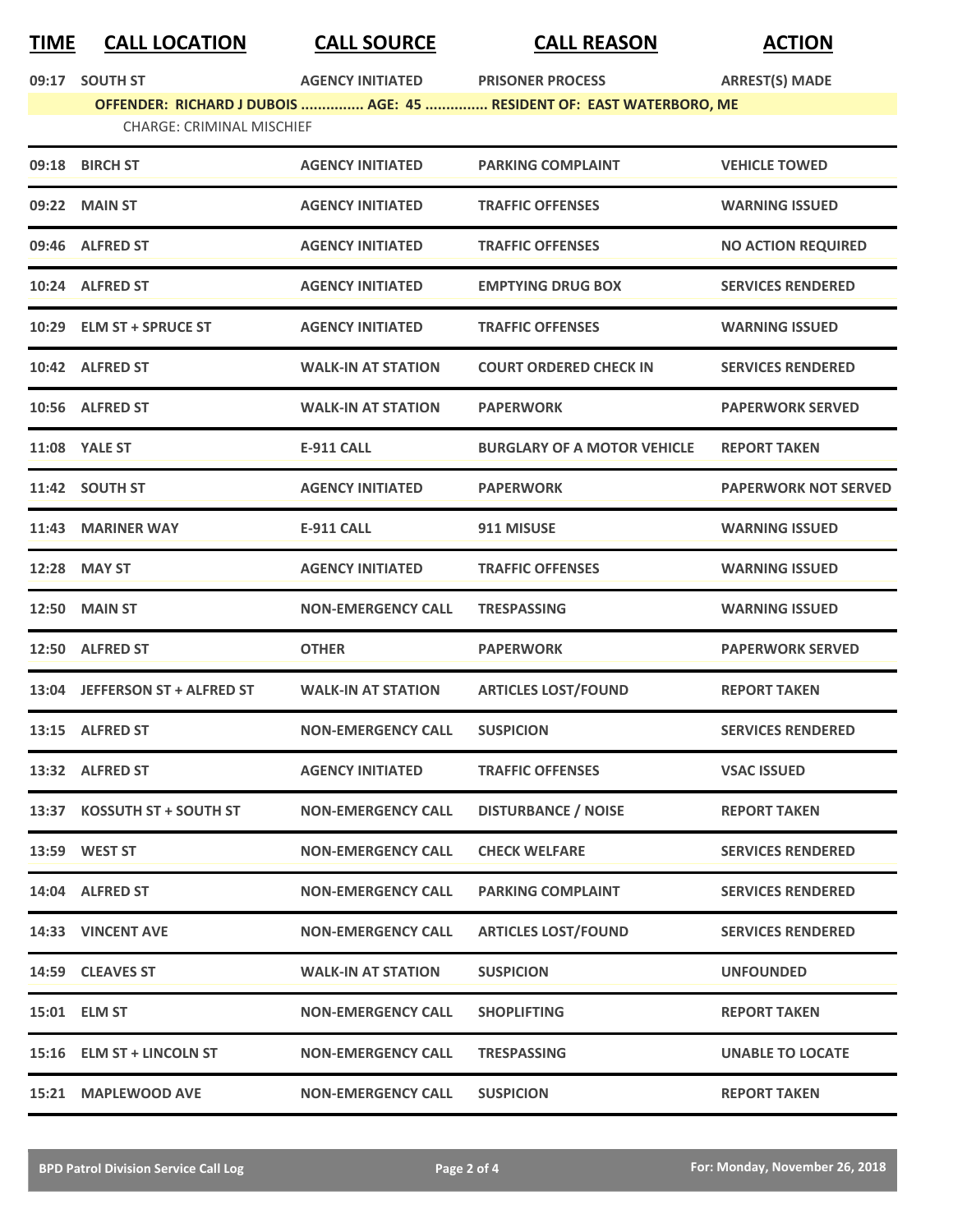| TIME | CALL LOCATION | CALL SOURCE | CALL REASON | ACTION |
|---|---|---|---|---|
| 09:17 | SOUTH ST | AGENCY INITIATED | PRISONER PROCESS | ARREST(S) MADE |
| | OFFENDER: RICHARD J DUBOIS ............... AGE: 45 ............... RESIDENT OF: EAST WATERBORO, ME | | | |
| | CHARGE: CRIMINAL MISCHIEF | | | |
| 09:18 | BIRCH ST | AGENCY INITIATED | PARKING COMPLAINT | VEHICLE TOWED |
| 09:22 | MAIN ST | AGENCY INITIATED | TRAFFIC OFFENSES | WARNING ISSUED |
| 09:46 | ALFRED ST | AGENCY INITIATED | TRAFFIC OFFENSES | NO ACTION REQUIRED |
| 10:24 | ALFRED ST | AGENCY INITIATED | EMPTYING DRUG BOX | SERVICES RENDERED |
| 10:29 | ELM ST + SPRUCE ST | AGENCY INITIATED | TRAFFIC OFFENSES | WARNING ISSUED |
| 10:42 | ALFRED ST | WALK-IN AT STATION | COURT ORDERED CHECK IN | SERVICES RENDERED |
| 10:56 | ALFRED ST | WALK-IN AT STATION | PAPERWORK | PAPERWORK SERVED |
| 11:08 | YALE ST | E-911 CALL | BURGLARY OF A MOTOR VEHICLE | REPORT TAKEN |
| 11:42 | SOUTH ST | AGENCY INITIATED | PAPERWORK | PAPERWORK NOT SERVED |
| 11:43 | MARINER WAY | E-911 CALL | 911 MISUSE | WARNING ISSUED |
| 12:28 | MAY ST | AGENCY INITIATED | TRAFFIC OFFENSES | WARNING ISSUED |
| 12:50 | MAIN ST | NON-EMERGENCY CALL | TRESPASSING | WARNING ISSUED |
| 12:50 | ALFRED ST | OTHER | PAPERWORK | PAPERWORK SERVED |
| 13:04 | JEFFERSON ST + ALFRED ST | WALK-IN AT STATION | ARTICLES LOST/FOUND | REPORT TAKEN |
| 13:15 | ALFRED ST | NON-EMERGENCY CALL | SUSPICION | SERVICES RENDERED |
| 13:32 | ALFRED ST | AGENCY INITIATED | TRAFFIC OFFENSES | VSAC ISSUED |
| 13:37 | KOSSUTH ST + SOUTH ST | NON-EMERGENCY CALL | DISTURBANCE / NOISE | REPORT TAKEN |
| 13:59 | WEST ST | NON-EMERGENCY CALL | CHECK WELFARE | SERVICES RENDERED |
| 14:04 | ALFRED ST | NON-EMERGENCY CALL | PARKING COMPLAINT | SERVICES RENDERED |
| 14:33 | VINCENT AVE | NON-EMERGENCY CALL | ARTICLES LOST/FOUND | SERVICES RENDERED |
| 14:59 | CLEAVES ST | WALK-IN AT STATION | SUSPICION | UNFOUNDED |
| 15:01 | ELM ST | NON-EMERGENCY CALL | SHOPLIFTING | REPORT TAKEN |
| 15:16 | ELM ST + LINCOLN ST | NON-EMERGENCY CALL | TRESPASSING | UNABLE TO LOCATE |
| 15:21 | MAPLEWOOD AVE | NON-EMERGENCY CALL | SUSPICION | REPORT TAKEN |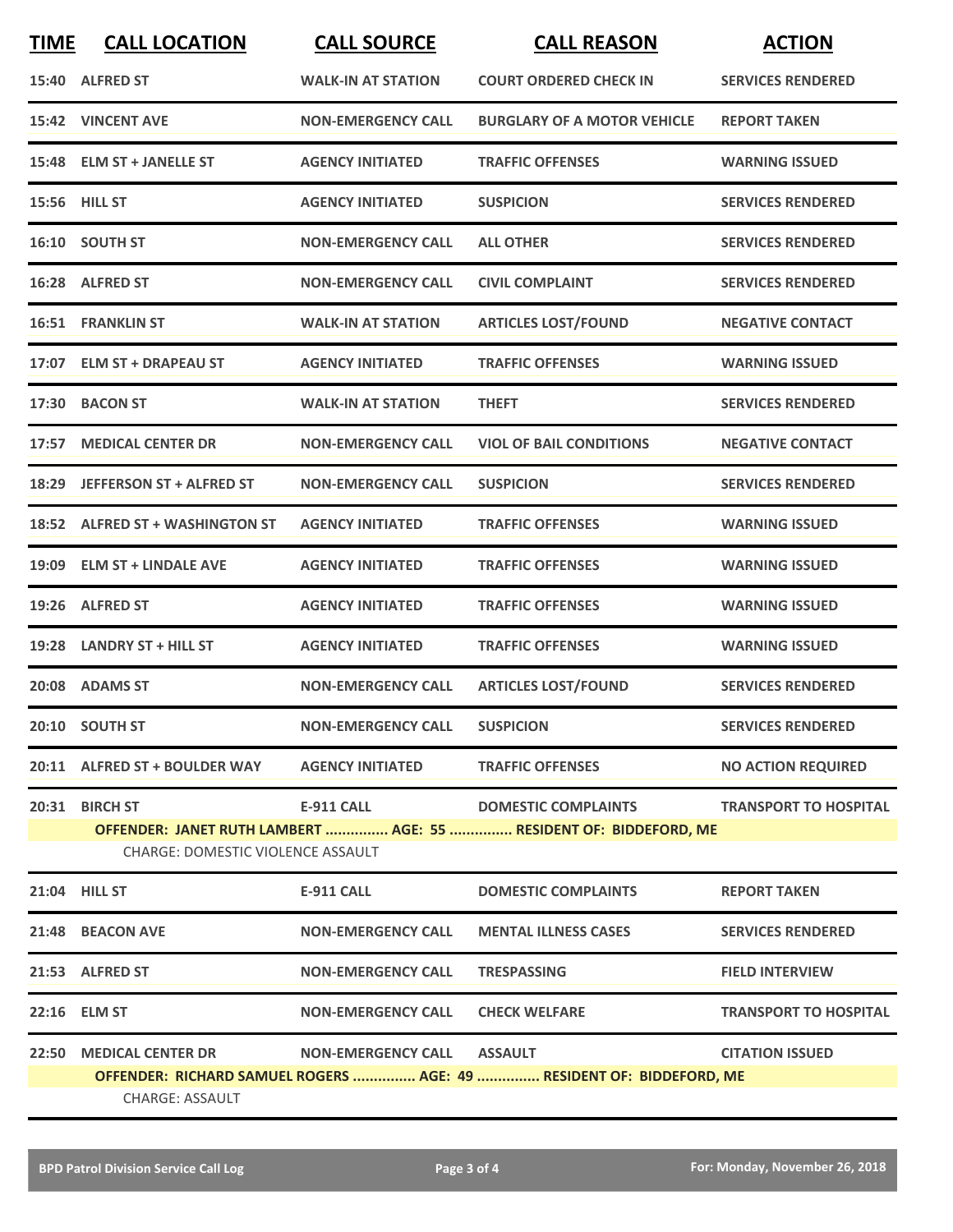| TIME | CALL LOCATION | CALL SOURCE | CALL REASON | ACTION |
|---|---|---|---|---|
| 15:40 | ALFRED ST | WALK-IN AT STATION | COURT ORDERED CHECK IN | SERVICES RENDERED |
| 15:42 | VINCENT AVE | NON-EMERGENCY CALL | BURGLARY OF A MOTOR VEHICLE | REPORT TAKEN |
| 15:48 | ELM ST + JANELLE ST | AGENCY INITIATED | TRAFFIC OFFENSES | WARNING ISSUED |
| 15:56 | HILL ST | AGENCY INITIATED | SUSPICION | SERVICES RENDERED |
| 16:10 | SOUTH ST | NON-EMERGENCY CALL | ALL OTHER | SERVICES RENDERED |
| 16:28 | ALFRED ST | NON-EMERGENCY CALL | CIVIL COMPLAINT | SERVICES RENDERED |
| 16:51 | FRANKLIN ST | WALK-IN AT STATION | ARTICLES LOST/FOUND | NEGATIVE CONTACT |
| 17:07 | ELM ST + DRAPEAU ST | AGENCY INITIATED | TRAFFIC OFFENSES | WARNING ISSUED |
| 17:30 | BACON ST | WALK-IN AT STATION | THEFT | SERVICES RENDERED |
| 17:57 | MEDICAL CENTER DR | NON-EMERGENCY CALL | VIOL OF BAIL CONDITIONS | NEGATIVE CONTACT |
| 18:29 | JEFFERSON ST + ALFRED ST | NON-EMERGENCY CALL | SUSPICION | SERVICES RENDERED |
| 18:52 | ALFRED ST + WASHINGTON ST | AGENCY INITIATED | TRAFFIC OFFENSES | WARNING ISSUED |
| 19:09 | ELM ST + LINDALE AVE | AGENCY INITIATED | TRAFFIC OFFENSES | WARNING ISSUED |
| 19:26 | ALFRED ST | AGENCY INITIATED | TRAFFIC OFFENSES | WARNING ISSUED |
| 19:28 | LANDRY ST + HILL ST | AGENCY INITIATED | TRAFFIC OFFENSES | WARNING ISSUED |
| 20:08 | ADAMS ST | NON-EMERGENCY CALL | ARTICLES LOST/FOUND | SERVICES RENDERED |
| 20:10 | SOUTH ST | NON-EMERGENCY CALL | SUSPICION | SERVICES RENDERED |
| 20:11 | ALFRED ST + BOULDER WAY | AGENCY INITIATED | TRAFFIC OFFENSES | NO ACTION REQUIRED |
| 20:31 | BIRCH ST | E-911 CALL | DOMESTIC COMPLAINTS | TRANSPORT TO HOSPITAL |
| | **OFFENDER: JANET RUTH LAMBERT ............... AGE: 55 ............... RESIDENT OF: BIDDEFORD, ME** | | | |
| | CHARGE: DOMESTIC VIOLENCE ASSAULT | | | |
| 21:04 | HILL ST | E-911 CALL | DOMESTIC COMPLAINTS | REPORT TAKEN |
| 21:48 | BEACON AVE | NON-EMERGENCY CALL | MENTAL ILLNESS CASES | SERVICES RENDERED |
| 21:53 | ALFRED ST | NON-EMERGENCY CALL | TRESPASSING | FIELD INTERVIEW |
| 22:16 | ELM ST | NON-EMERGENCY CALL | CHECK WELFARE | TRANSPORT TO HOSPITAL |
| 22:50 | MEDICAL CENTER DR | NON-EMERGENCY CALL | ASSAULT | CITATION ISSUED |
| | **OFFENDER: RICHARD SAMUEL ROGERS ............... AGE: 49 ............... RESIDENT OF: BIDDEFORD, ME** | | | |
| | CHARGE: ASSAULT | | | |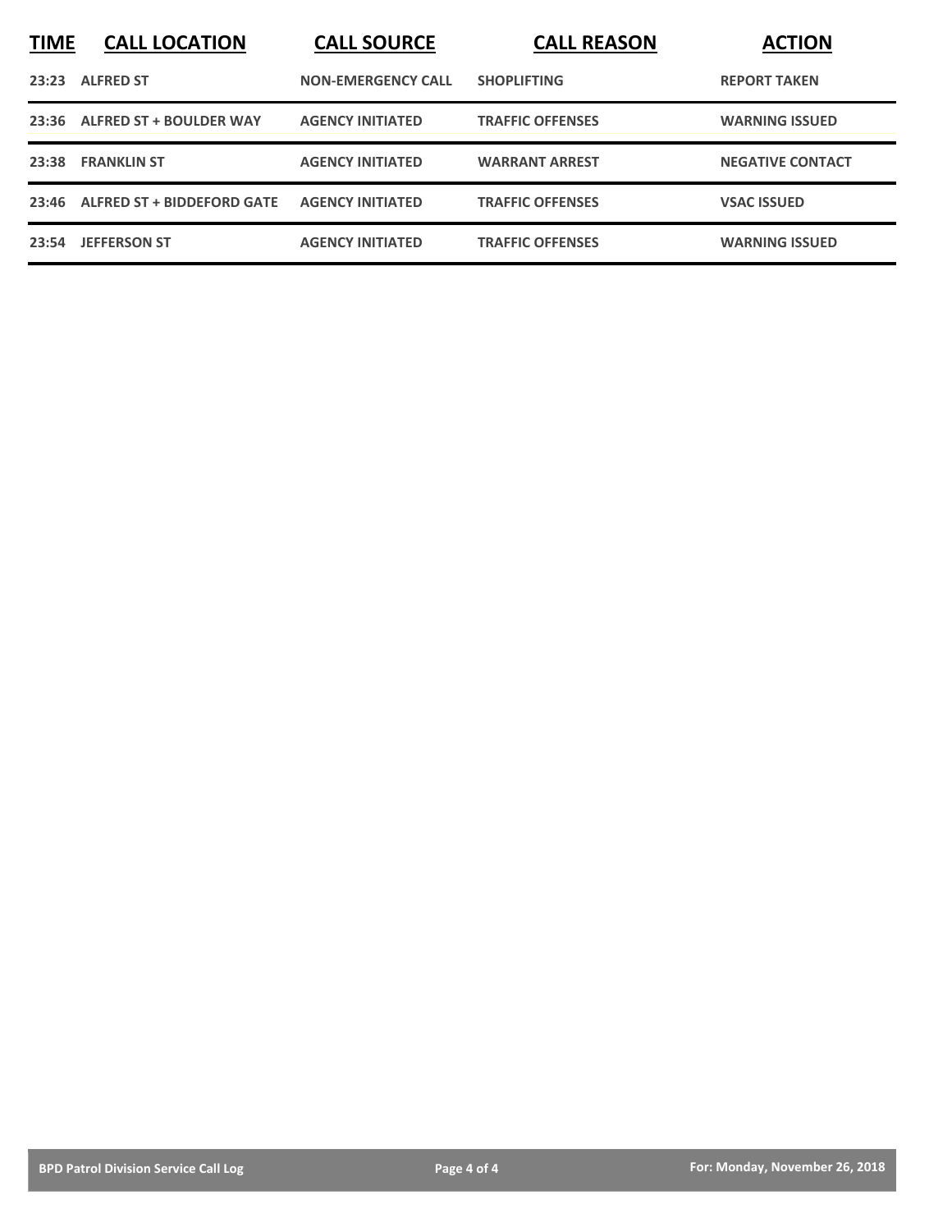| TIME | CALL LOCATION | CALL SOURCE | CALL REASON | ACTION |
|---|---|---|---|---|
| 23:23 | ALFRED ST | NON-EMERGENCY CALL | SHOPLIFTING | REPORT TAKEN |
| 23:36 | ALFRED ST + BOULDER WAY | AGENCY INITIATED | TRAFFIC OFFENSES | WARNING ISSUED |
| 23:38 | FRANKLIN ST | AGENCY INITIATED | WARRANT ARREST | NEGATIVE CONTACT |
| 23:46 | ALFRED ST + BIDDEFORD GATE | AGENCY INITIATED | TRAFFIC OFFENSES | VSAC ISSUED |
| 23:54 | JEFFERSON ST | AGENCY INITIATED | TRAFFIC OFFENSES | WARNING ISSUED |